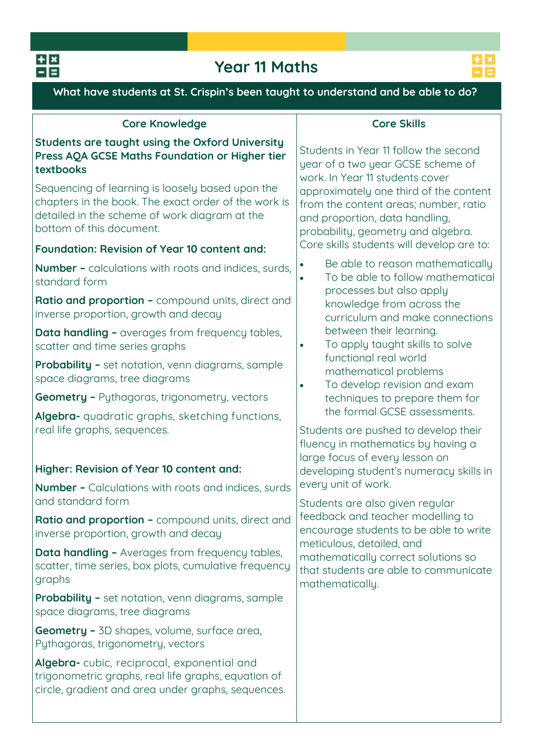# Year 11 Maths

**What have students at St. Crispin's been taught to understand and be able to do?**

## Core Knowledge

**Students are taught using the Oxford University Press AQA GCSE Maths Foundation or Higher tier textbooks**

Sequencing of learning is loosely based upon the chapters in the book. The exact order of the work is detailed in the scheme of work diagram at the bottom of this document.

**Foundation: Revision of Year 10 content and:**

**Number –** calculations with roots and indices, surds, standard form

**Ratio and proportion –** compound units, direct and inverse proportion, growth and decay

**Data handling –** averages from frequency tables, scatter and time series graphs

**Probability –** set notation, venn diagrams, sample space diagrams, tree diagrams

**Geometry –** Pythagoras, trigonometry, vectors

**Algebra-** quadratic graphs, sketching functions, real life graphs, sequences.

**Higher: Revision of Year 10 content and:**

**Number –** Calculations with roots and indices, surds and standard form

**Ratio and proportion –** compound units, direct and inverse proportion, growth and decay

**Data handling –** Averages from frequency tables, scatter, time series, box plots, cumulative frequency graphs

**Probability –** set notation, venn diagrams, sample space diagrams, tree diagrams

**Geometry –** 3D shapes, volume, surface area, Pythagoras, trigonometry, vectors

**Algebra-** cubic, reciprocal, exponential and trigonometric graphs, real life graphs, equation of circle, gradient and area under graphs, sequences.

## Core Skills

Students in Year 11 follow the second year of a two year GCSE scheme of work. In Year 11 students cover approximately one third of the content from the content areas; number, ratio and proportion, data handling, probability, geometry and algebra. Core skills students will develop are to:

- Be able to reason mathematically
- To be able to follow mathematical processes but also apply knowledge from across the curriculum and make connections between their learning.
- To apply taught skills to solve functional real world mathematical problems
- To develop revision and exam techniques to prepare them for the formal GCSE assessments.

Students are pushed to develop their fluency in mathematics by having a large focus of every lesson on developing student's numeracy skills in every unit of work.

Students are also given regular feedback and teacher modelling to encourage students to be able to write meticulous, detailed, and mathematically correct solutions so that students are able to communicate mathematically.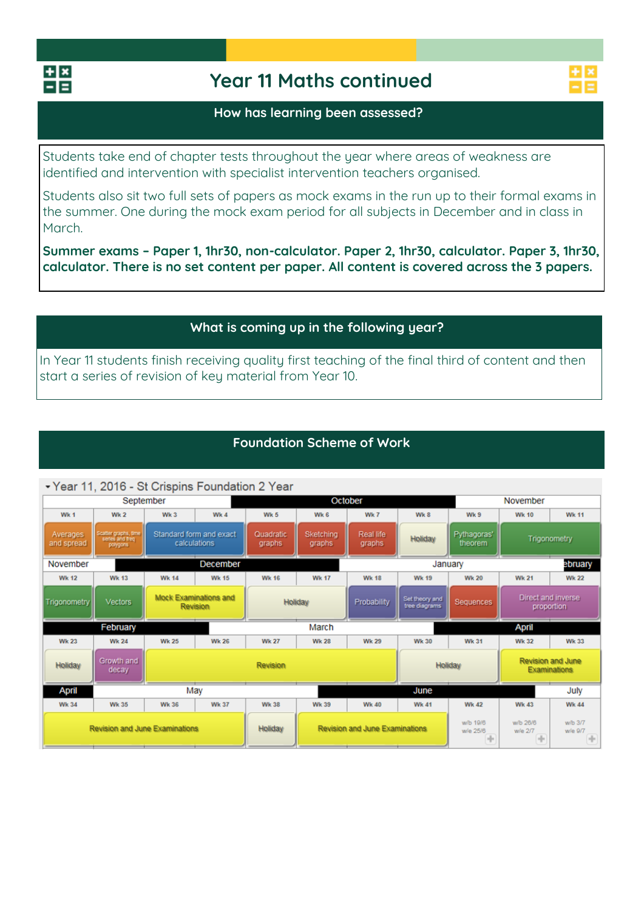# Year 11 Maths continued

## How has learning been assessed?

Students take end of chapter tests throughout the year where areas of weakness are identified and intervention with specialist intervention teachers organised.

Students also sit two full sets of papers as mock exams in the run up to their formal exams in the summer. One during the mock exam period for all subjects in December and in class in March.

**Summer exams – Paper 1, 1hr30, non-calculator. Paper 2, 1hr30, calculator. Paper 3, 1hr30, calculator. There is no set content per paper. All content is covered across the 3 papers.**

## What is coming up in the following year?

In Year 11 students finish receiving quality first teaching of the final third of content and then start a series of revision of key material from Year 10.

## Foundation Scheme of Work

Year 11, 2016 - St Crispins Foundation 2 Year

| Week | Month | Topic |
|---|---|---|
| Wk 1 | September | Averages and spread |
| Wk 2 | September | Scatter graphs, time series and freq polygons |
| Wk 3 | September | Standard form and exact calculations |
| Wk 4 | September | Standard form and exact calculations |
| Wk 5 | October | Quadratic graphs |
| Wk 6 | October | Sketching graphs |
| Wk 7 | October | Real life graphs |
| Wk 8 | October | Holiday |
| Wk 9 | November | Pythagoras' theorem |
| Wk 10 | November | Trigonometry |
| Wk 11 | November | Trigonometry |
| Wk 12 | November | Trigonometry |
| Wk 13 | December | Vectors |
| Wk 14 | December | Mock Examinations and Revision |
| Wk 15 | December | Mock Examinations and Revision |
| Wk 16 | December | Holiday |
| Wk 17 | January | Holiday |
| Wk 18 | January | Probability |
| Wk 19 | January | Set theory and tree diagrams |
| Wk 20 | January | Sequences |
| Wk 21 | January | Direct and inverse proportion |
| Wk 22 | February | Direct and inverse proportion |
| Wk 23 | February | Holiday |
| Wk 24 | February | Growth and decay |
| Wk 25 | March | Revision |
| Wk 26 | March | Revision |
| Wk 27 | March | Revision |
| Wk 28 | March | Revision |
| Wk 29 | March | Revision |
| Wk 30 | April | Holiday |
| Wk 31 | April | Holiday |
| Wk 32 | April | Revision and June Examinations |
| Wk 33 | April | Revision and June Examinations |
| Wk 34 | April | Revision and June Examinations |
| Wk 35 | May | Revision and June Examinations |
| Wk 36 | May | Revision and June Examinations |
| Wk 37 | May | Revision and June Examinations |
| Wk 38 | June | Holiday |
| Wk 39 | June | Revision and June Examinations |
| Wk 40 | June | Revision and June Examinations |
| Wk 41 | June | Revision and June Examinations |
| Wk 42 | June | w/b 19/6 w/e 25/6 |
| Wk 43 | July | w/b 26/6 w/e 2/7 |
| Wk 44 | July | w/b 3/7 w/e 9/7 |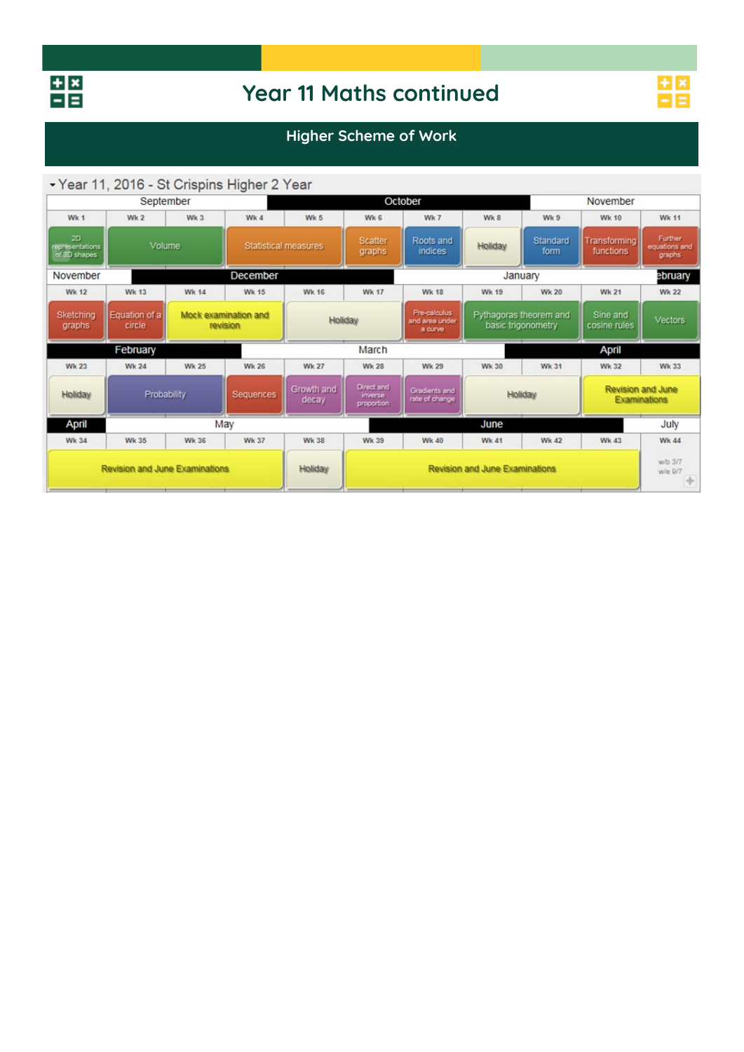# Year 11 Maths continued

## Higher Scheme of Work

Year 11, 2016 - St Crispins Higher 2 Year

| September | | | October | | | | | November | | |
|---|---|---|---|---|---|---|---|---|---|---|
| Wk 1 | Wk 2 | Wk 3 | Wk 4 | Wk 5 | Wk 6 | Wk 7 | Wk 8 | Wk 9 | Wk 10 | Wk 11 |
| 2D representations of 3D shapes | Volume | | Statistical measures | | Scatter graphs | Roots and indices | Holiday | Standard form | Transforming functions | Further equations and graphs |

| November | | December | | | | January | | | | February |
|---|---|---|---|---|---|---|---|---|---|---|
| Wk 12 | Wk 13 | Wk 14 | Wk 15 | Wk 16 | Wk 17 | Wk 18 | Wk 19 | Wk 20 | Wk 21 | Wk 22 |
| Sketching graphs | Equation of a circle | Mock examination and revision | | Holiday | | Pre-calculus and area under a curve | Pythagoras theorem and basic trigonometry | | Sine and cosine rules | Vectors |

| February | | | March | | | | | April | | |
|---|---|---|---|---|---|---|---|---|---|---|
| Wk 23 | Wk 24 | Wk 25 | Wk 26 | Wk 27 | Wk 28 | Wk 29 | Wk 30 | Wk 31 | Wk 32 | Wk 33 |
| Holiday | Probability | | Sequences | Growth and decay | Direct and inverse proportion | Gradients and rate of change | Holiday | | Revision and June Examinations | |

| April | May | | | | June | | | | | July |
|---|---|---|---|---|---|---|---|---|---|---|
| Wk 34 | Wk 35 | Wk 36 | Wk 37 | Wk 38 | Wk 39 | Wk 40 | Wk 41 | Wk 42 | Wk 43 | Wk 44 |
| Revision and June Examinations | | | | Holiday | Revision and June Examinations | | | | | w/b 3/7 w/e 9/7 |